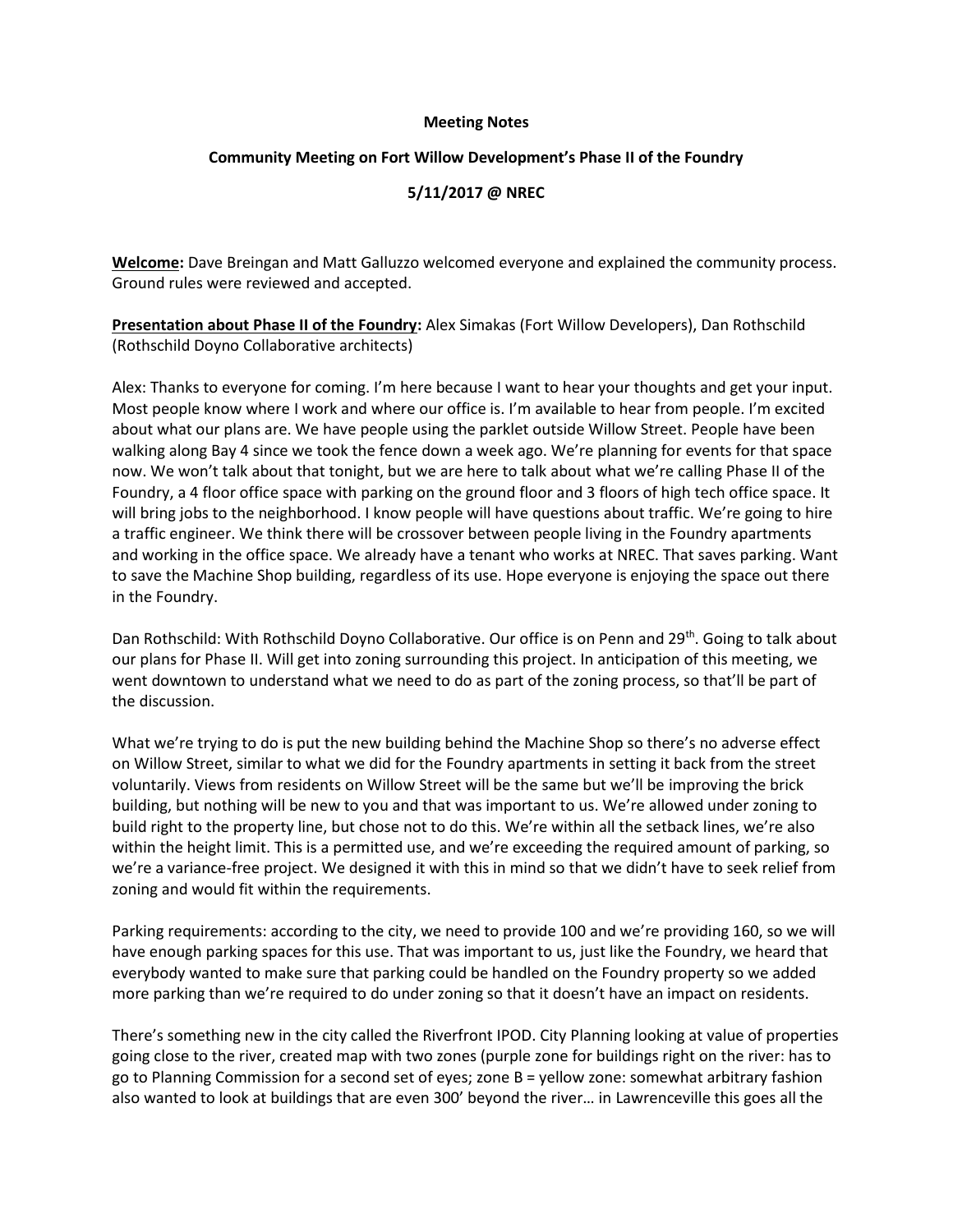**Meeting Notes**

**Community Meeting on Fort Willow Development's Phase II of the Foundry**

**5/11/2017 @ NREC**

**Welcome:** Dave Breingan and Matt Galluzzo welcomed everyone and explained the community process. Ground rules were reviewed and accepted.

**Presentation about Phase II of the Foundry:** Alex Simakas (Fort Willow Developers), Dan Rothschild (Rothschild Doyno Collaborative architects)

Alex: Thanks to everyone for coming. I'm here because I want to hear your thoughts and get your input. Most people know where I work and where our office is. I'm available to hear from people. I'm excited about what our plans are. We have people using the parklet outside Willow Street. People have been walking along Bay 4 since we took the fence down a week ago. We're planning for events for that space now. We won't talk about that tonight, but we are here to talk about what we're calling Phase II of the Foundry, a 4 floor office space with parking on the ground floor and 3 floors of high tech office space. It will bring jobs to the neighborhood. I know people will have questions about traffic. We're going to hire a traffic engineer. We think there will be crossover between people living in the Foundry apartments and working in the office space. We already have a tenant who works at NREC. That saves parking. Want to save the Machine Shop building, regardless of its use. Hope everyone is enjoying the space out there in the Foundry.

Dan Rothschild: With Rothschild Doyno Collaborative. Our office is on Penn and 29th. Going to talk about our plans for Phase II. Will get into zoning surrounding this project. In anticipation of this meeting, we went downtown to understand what we need to do as part of the zoning process, so that'll be part of the discussion.

What we're trying to do is put the new building behind the Machine Shop so there's no adverse effect on Willow Street, similar to what we did for the Foundry apartments in setting it back from the street voluntarily. Views from residents on Willow Street will be the same but we'll be improving the brick building, but nothing will be new to you and that was important to us. We're allowed under zoning to build right to the property line, but chose not to do this. We're within all the setback lines, we're also within the height limit. This is a permitted use, and we're exceeding the required amount of parking, so we're a variance-free project. We designed it with this in mind so that we didn't have to seek relief from zoning and would fit within the requirements.

Parking requirements: according to the city, we need to provide 100 and we're providing 160, so we will have enough parking spaces for this use. That was important to us, just like the Foundry, we heard that everybody wanted to make sure that parking could be handled on the Foundry property so we added more parking than we're required to do under zoning so that it doesn't have an impact on residents.

There's something new in the city called the Riverfront IPOD. City Planning looking at value of properties going close to the river, created map with two zones (purple zone for buildings right on the river: has to go to Planning Commission for a second set of eyes; zone B = yellow zone: somewhat arbitrary fashion also wanted to look at buildings that are even 300' beyond the river… in Lawrenceville this goes all the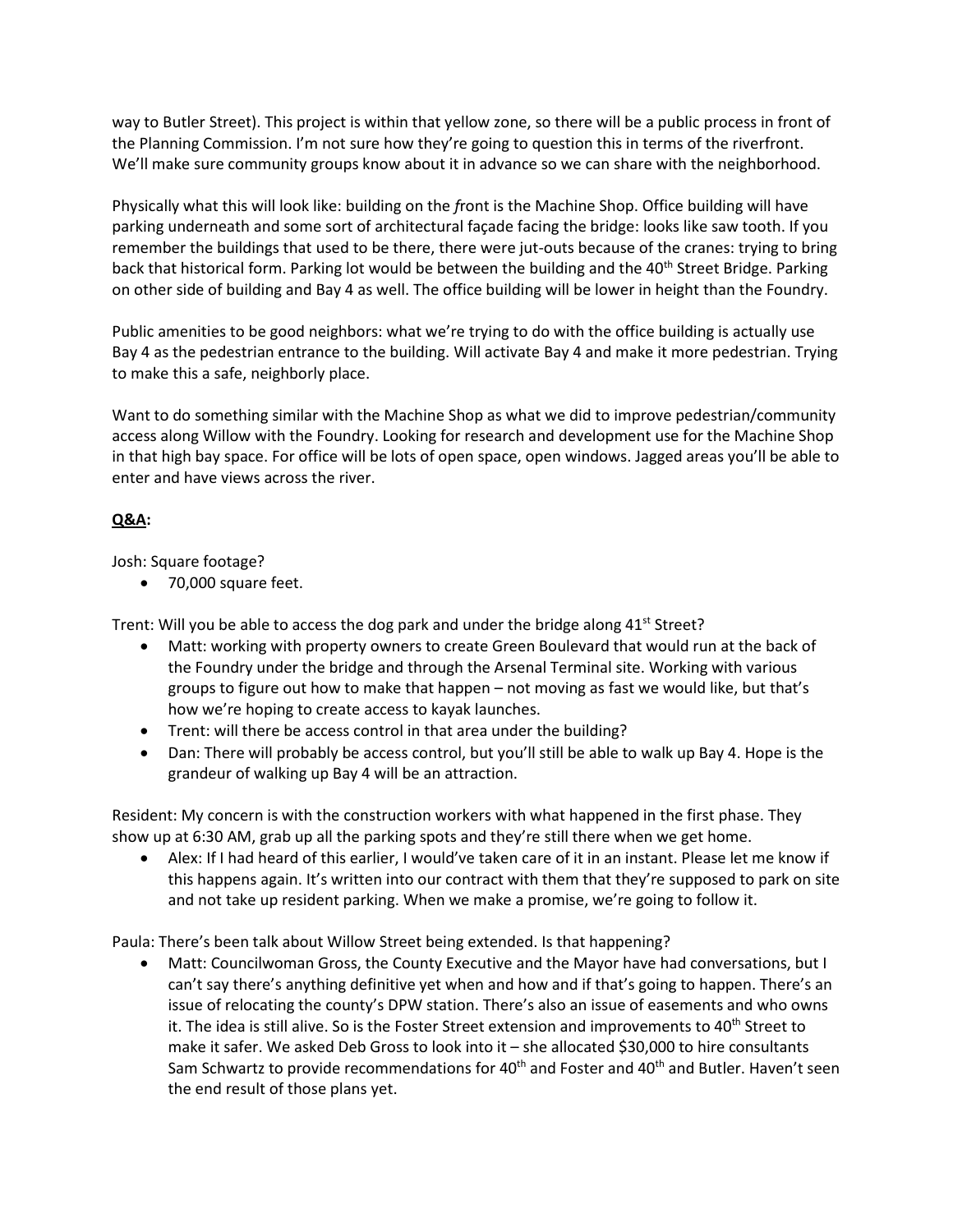way to Butler Street). This project is within that yellow zone, so there will be a public process in front of the Planning Commission. I'm not sure how they're going to question this in terms of the riverfront. We'll make sure community groups know about it in advance so we can share with the neighborhood.

Physically what this will look like: building on the *f*ront is the Machine Shop. Office building will have parking underneath and some sort of architectural façade facing the bridge: looks like saw tooth. If you remember the buildings that used to be there, there were jut-outs because of the cranes: trying to bring back that historical form. Parking lot would be between the building and the 40th Street Bridge. Parking on other side of building and Bay 4 as well. The office building will be lower in height than the Foundry.

Public amenities to be good neighbors: what we're trying to do with the office building is actually use Bay 4 as the pedestrian entrance to the building. Will activate Bay 4 and make it more pedestrian. Trying to make this a safe, neighborly place.

Want to do something similar with the Machine Shop as what we did to improve pedestrian/community access along Willow with the Foundry. Looking for research and development use for the Machine Shop in that high bay space. For office will be lots of open space, open windows. Jagged areas you'll be able to enter and have views across the river.

**<u>Q&A</u>:**

Josh: Square footage?

- 70,000 square feet.

Trent: Will you be able to access the dog park and under the bridge along 41st Street?

- Matt: working with property owners to create Green Boulevard that would run at the back of the Foundry under the bridge and through the Arsenal Terminal site. Working with various groups to figure out how to make that happen – not moving as fast we would like, but that's how we're hoping to create access to kayak launches.
- Trent: will there be access control in that area under the building?
- Dan: There will probably be access control, but you'll still be able to walk up Bay 4. Hope is the grandeur of walking up Bay 4 will be an attraction.

Resident: My concern is with the construction workers with what happened in the first phase. They show up at 6:30 AM, grab up all the parking spots and they're still there when we get home.

- Alex: If I had heard of this earlier, I would've taken care of it in an instant. Please let me know if this happens again. It's written into our contract with them that they're supposed to park on site and not take up resident parking. When we make a promise, we're going to follow it.

Paula: There's been talk about Willow Street being extended. Is that happening?

- Matt: Councilwoman Gross, the County Executive and the Mayor have had conversations, but I can't say there's anything definitive yet when and how and if that's going to happen. There's an issue of relocating the county's DPW station. There's also an issue of easements and who owns it. The idea is still alive. So is the Foster Street extension and improvements to 40th Street to make it safer. We asked Deb Gross to look into it – she allocated $30,000 to hire consultants Sam Schwartz to provide recommendations for 40th and Foster and 40th and Butler. Haven't seen the end result of those plans yet.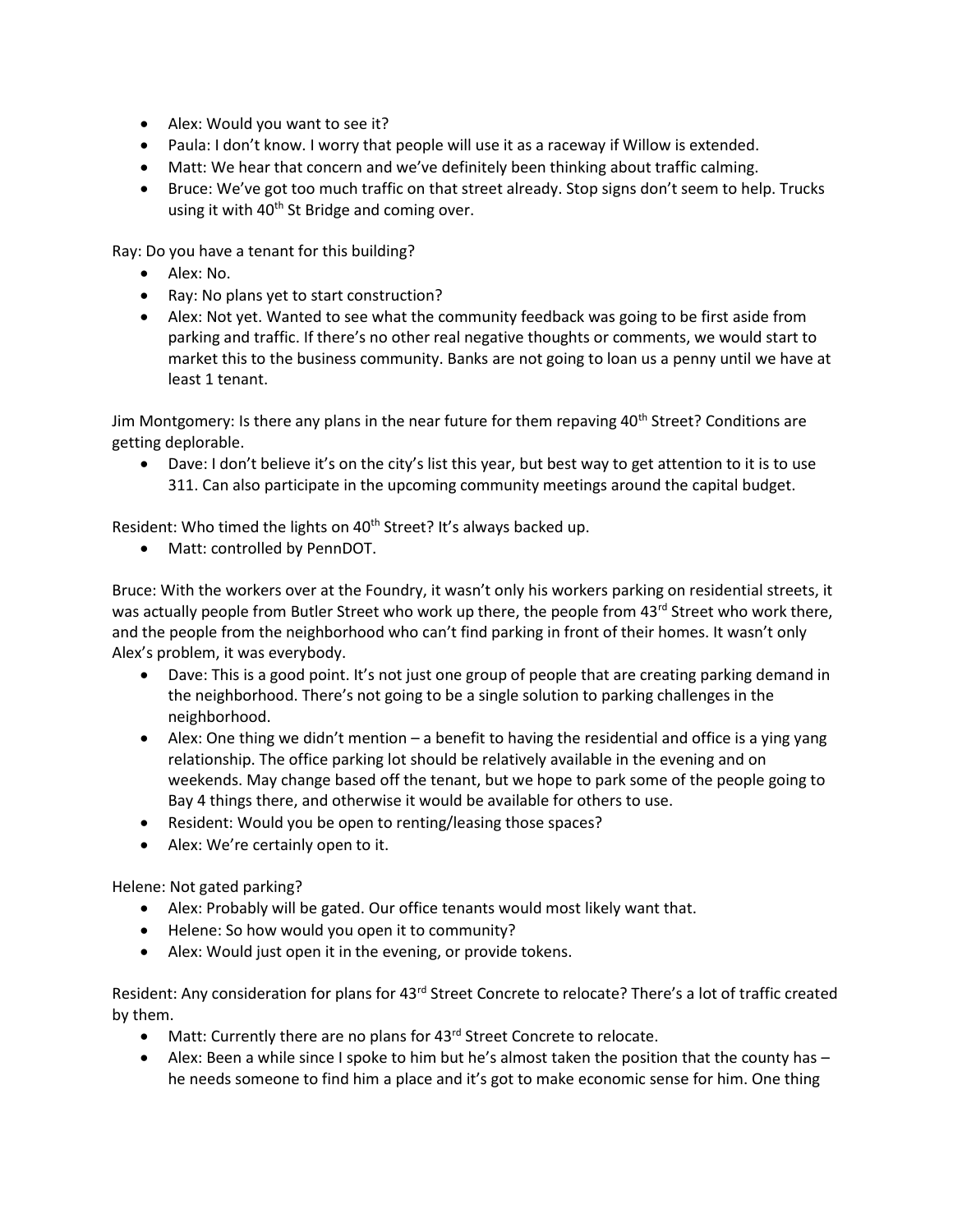- Alex: Would you want to see it?
- Paula: I don't know. I worry that people will use it as a raceway if Willow is extended.
- Matt: We hear that concern and we've definitely been thinking about traffic calming.
- Bruce: We've got too much traffic on that street already. Stop signs don't seem to help. Trucks using it with 40th St Bridge and coming over.

Ray: Do you have a tenant for this building?

- Alex: No.
- Ray: No plans yet to start construction?
- Alex: Not yet. Wanted to see what the community feedback was going to be first aside from parking and traffic. If there's no other real negative thoughts or comments, we would start to market this to the business community. Banks are not going to loan us a penny until we have at least 1 tenant.

Jim Montgomery: Is there any plans in the near future for them repaving 40th Street? Conditions are getting deplorable.

- Dave: I don't believe it's on the city's list this year, but best way to get attention to it is to use 311. Can also participate in the upcoming community meetings around the capital budget.

Resident: Who timed the lights on 40th Street? It's always backed up.

- Matt: controlled by PennDOT.

Bruce: With the workers over at the Foundry, it wasn't only his workers parking on residential streets, it was actually people from Butler Street who work up there, the people from 43rd Street who work there, and the people from the neighborhood who can't find parking in front of their homes. It wasn't only Alex's problem, it was everybody.

- Dave: This is a good point. It's not just one group of people that are creating parking demand in the neighborhood. There's not going to be a single solution to parking challenges in the neighborhood.
- Alex: One thing we didn't mention – a benefit to having the residential and office is a ying yang relationship. The office parking lot should be relatively available in the evening and on weekends. May change based off the tenant, but we hope to park some of the people going to Bay 4 things there, and otherwise it would be available for others to use.
- Resident: Would you be open to renting/leasing those spaces?
- Alex: We're certainly open to it.

Helene: Not gated parking?

- Alex: Probably will be gated. Our office tenants would most likely want that.
- Helene: So how would you open it to community?
- Alex: Would just open it in the evening, or provide tokens.

Resident: Any consideration for plans for 43rd Street Concrete to relocate? There's a lot of traffic created by them.

- Matt: Currently there are no plans for 43rd Street Concrete to relocate.
- Alex: Been a while since I spoke to him but he's almost taken the position that the county has – he needs someone to find him a place and it's got to make economic sense for him. One thing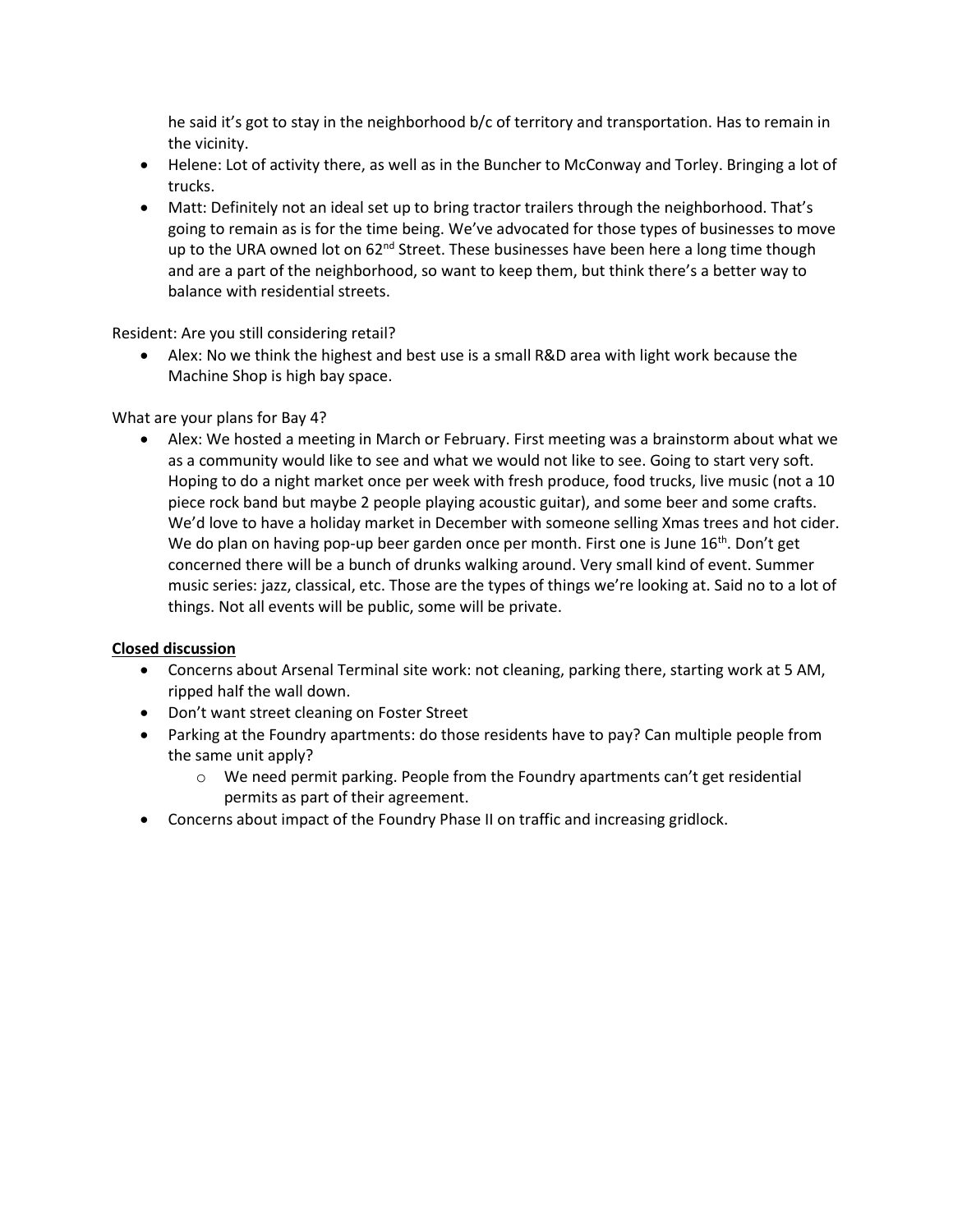he said it's got to stay in the neighborhood b/c of territory and transportation. Has to remain in the vicinity.

- Helene: Lot of activity there, as well as in the Buncher to McConway and Torley. Bringing a lot of trucks.
- Matt: Definitely not an ideal set up to bring tractor trailers through the neighborhood. That's going to remain as is for the time being. We've advocated for those types of businesses to move up to the URA owned lot on 62nd Street. These businesses have been here a long time though and are a part of the neighborhood, so want to keep them, but think there's a better way to balance with residential streets.

Resident: Are you still considering retail?

- Alex: No we think the highest and best use is a small R&D area with light work because the Machine Shop is high bay space.

What are your plans for Bay 4?

- Alex: We hosted a meeting in March or February. First meeting was a brainstorm about what we as a community would like to see and what we would not like to see. Going to start very soft. Hoping to do a night market once per week with fresh produce, food trucks, live music (not a 10 piece rock band but maybe 2 people playing acoustic guitar), and some beer and some crafts. We'd love to have a holiday market in December with someone selling Xmas trees and hot cider. We do plan on having pop-up beer garden once per month. First one is June 16th. Don't get concerned there will be a bunch of drunks walking around. Very small kind of event. Summer music series: jazz, classical, etc. Those are the types of things we're looking at. Said no to a lot of things. Not all events will be public, some will be private.

**<u>Closed discussion</u>**

- Concerns about Arsenal Terminal site work: not cleaning, parking there, starting work at 5 AM, ripped half the wall down.
- Don't want street cleaning on Foster Street
- Parking at the Foundry apartments: do those residents have to pay? Can multiple people from the same unit apply?
  - We need permit parking. People from the Foundry apartments can't get residential permits as part of their agreement.
- Concerns about impact of the Foundry Phase II on traffic and increasing gridlock.